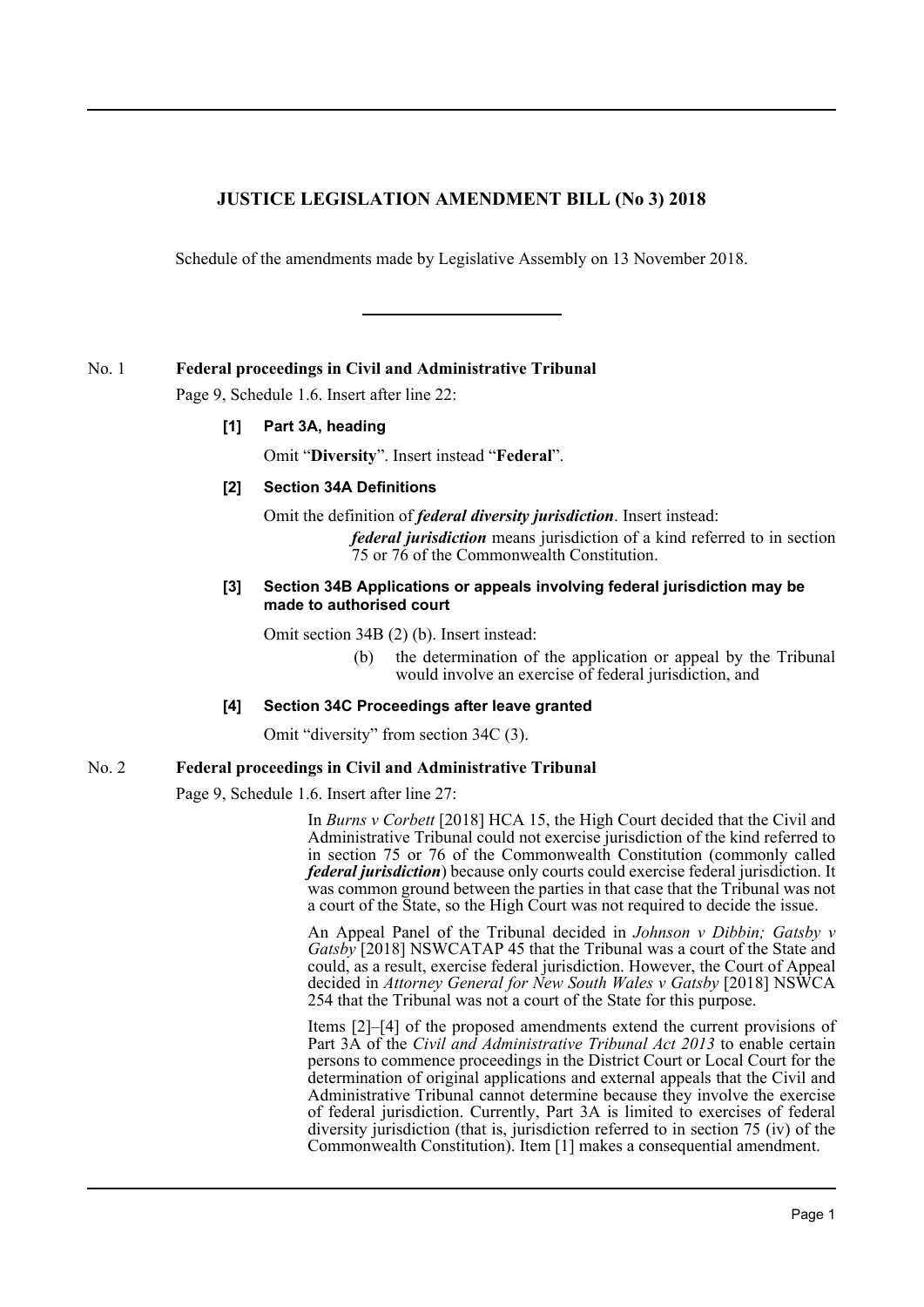# JUSTICE LEGISLATION AMENDMENT BILL (No 3) 2018

Schedule of the amendments made by Legislative Assembly on 13 November 2018.

---

No. 1 **Federal proceedings in Civil and Administrative Tribunal**

Page 9, Schedule 1.6. Insert after line 22:

**[1] Part 3A, heading**

Omit "**Diversity**". Insert instead "**Federal**".

**[2] Section 34A Definitions**

Omit the definition of ***federal diversity jurisdiction***. Insert instead:

> ***federal jurisdiction*** means jurisdiction of a kind referred to in section 75 or 76 of the Commonwealth Constitution.

**[3] Section 34B Applications or appeals involving federal jurisdiction may be made to authorised court**

Omit section 34B (2) (b). Insert instead:

> (b) the determination of the application or appeal by the Tribunal would involve an exercise of federal jurisdiction, and

**[4] Section 34C Proceedings after leave granted**

Omit "diversity" from section 34C (3).

No. 2 **Federal proceedings in Civil and Administrative Tribunal**

Page 9, Schedule 1.6. Insert after line 27:

> In *Burns v Corbett* [2018] HCA 15, the High Court decided that the Civil and Administrative Tribunal could not exercise jurisdiction of the kind referred to in section 75 or 76 of the Commonwealth Constitution (commonly called ***federal jurisdiction***) because only courts could exercise federal jurisdiction. It was common ground between the parties in that case that the Tribunal was not a court of the State, so the High Court was not required to decide the issue.
>
> An Appeal Panel of the Tribunal decided in *Johnson v Dibbin; Gatsby v Gatsby* [2018] NSWCATAP 45 that the Tribunal was a court of the State and could, as a result, exercise federal jurisdiction. However, the Court of Appeal decided in *Attorney General for New South Wales v Gatsby* [2018] NSWCA 254 that the Tribunal was not a court of the State for this purpose.
>
> Items [2]–[4] of the proposed amendments extend the current provisions of Part 3A of the *Civil and Administrative Tribunal Act 2013* to enable certain persons to commence proceedings in the District Court or Local Court for the determination of original applications and external appeals that the Civil and Administrative Tribunal cannot determine because they involve the exercise of federal jurisdiction. Currently, Part 3A is limited to exercises of federal diversity jurisdiction (that is, jurisdiction referred to in section 75 (iv) of the Commonwealth Constitution). Item [1] makes a consequential amendment.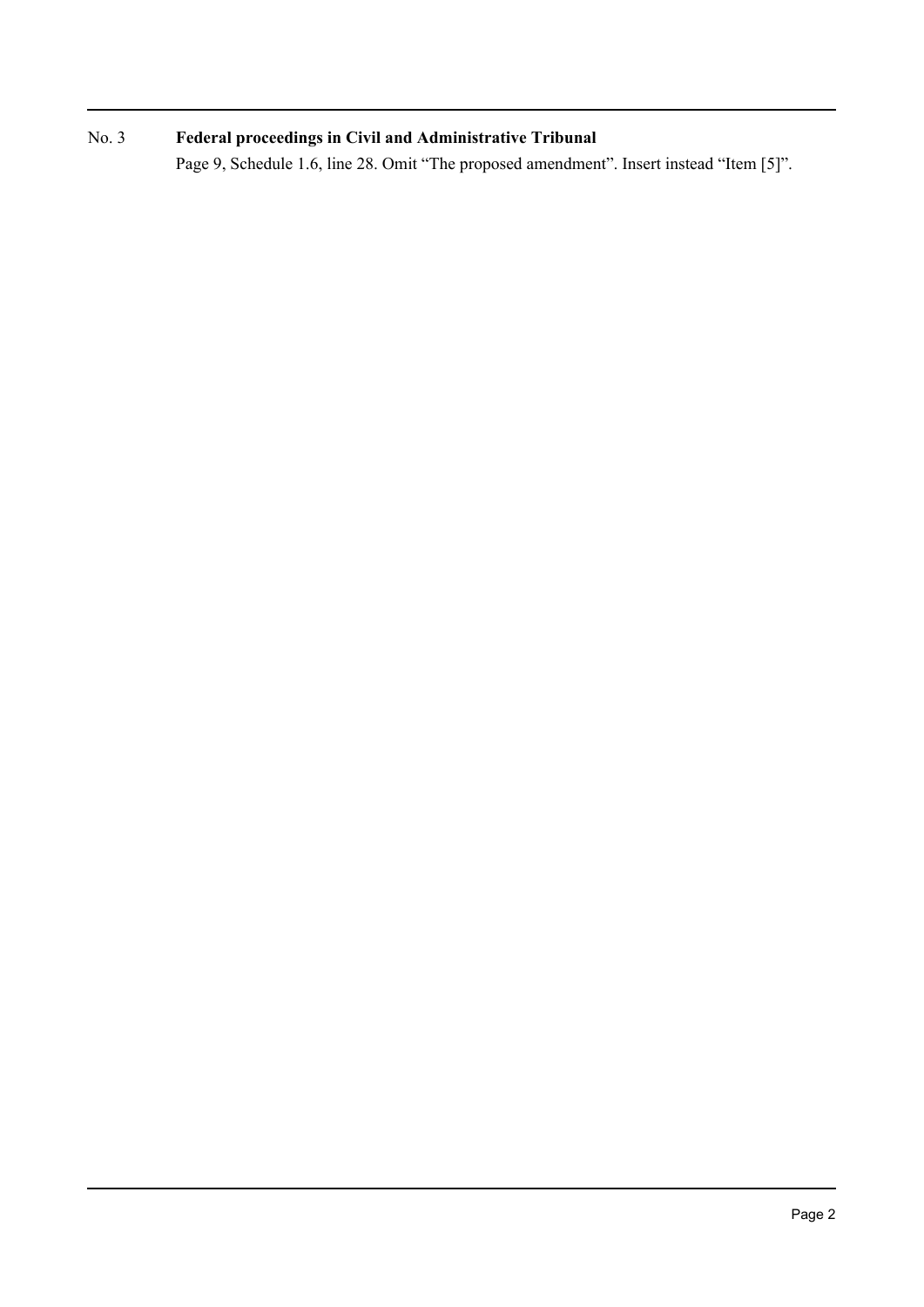No. 3 **Federal proceedings in Civil and Administrative Tribunal**

Page 9, Schedule 1.6, line 28. Omit "The proposed amendment". Insert instead "Item [5]".